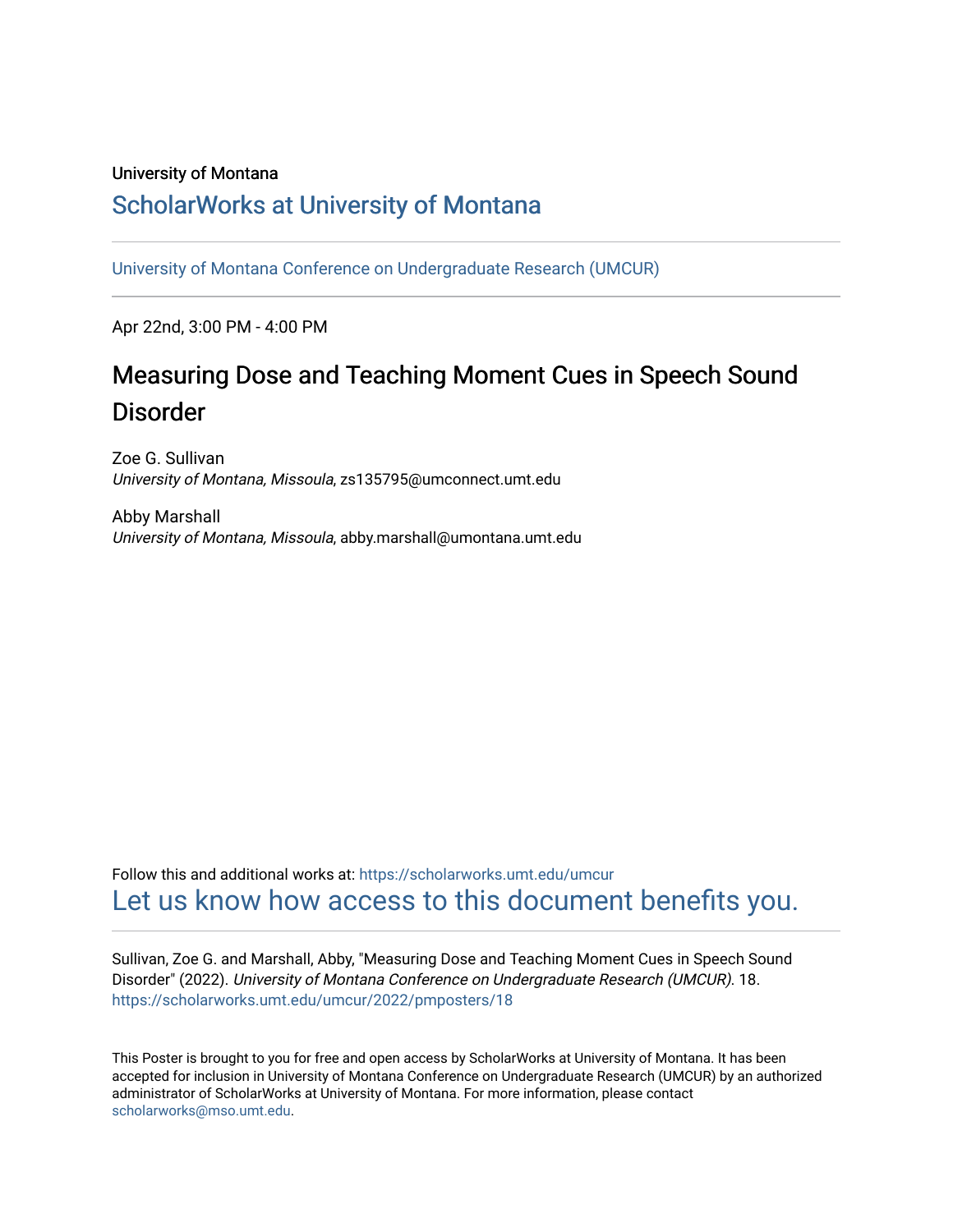University of Montana

# ScholarWorks at University of Montana

University of Montana Conference on Undergraduate Research (UMCUR)

---

Apr 22nd, 3:00 PM - 4:00 PM

## Measuring Dose and Teaching Moment Cues in Speech Sound Disorder

Zoe G. Sullivan
*University of Montana, Missoula*, zs135795@umconnect.umt.edu

Abby Marshall
*University of Montana, Missoula*, abby.marshall@umontana.umt.edu

Follow this and additional works at: https://scholarworks.umt.edu/umcur

Let us know how access to this document benefits you.

---

Sullivan, Zoe G. and Marshall, Abby, "Measuring Dose and Teaching Moment Cues in Speech Sound Disorder" (2022). *University of Montana Conference on Undergraduate Research (UMCUR).* 18.
https://scholarworks.umt.edu/umcur/2022/pmposters/18

This Poster is brought to you for free and open access by ScholarWorks at University of Montana. It has been accepted for inclusion in University of Montana Conference on Undergraduate Research (UMCUR) by an authorized administrator of ScholarWorks at University of Montana. For more information, please contact scholarworks@mso.umt.edu.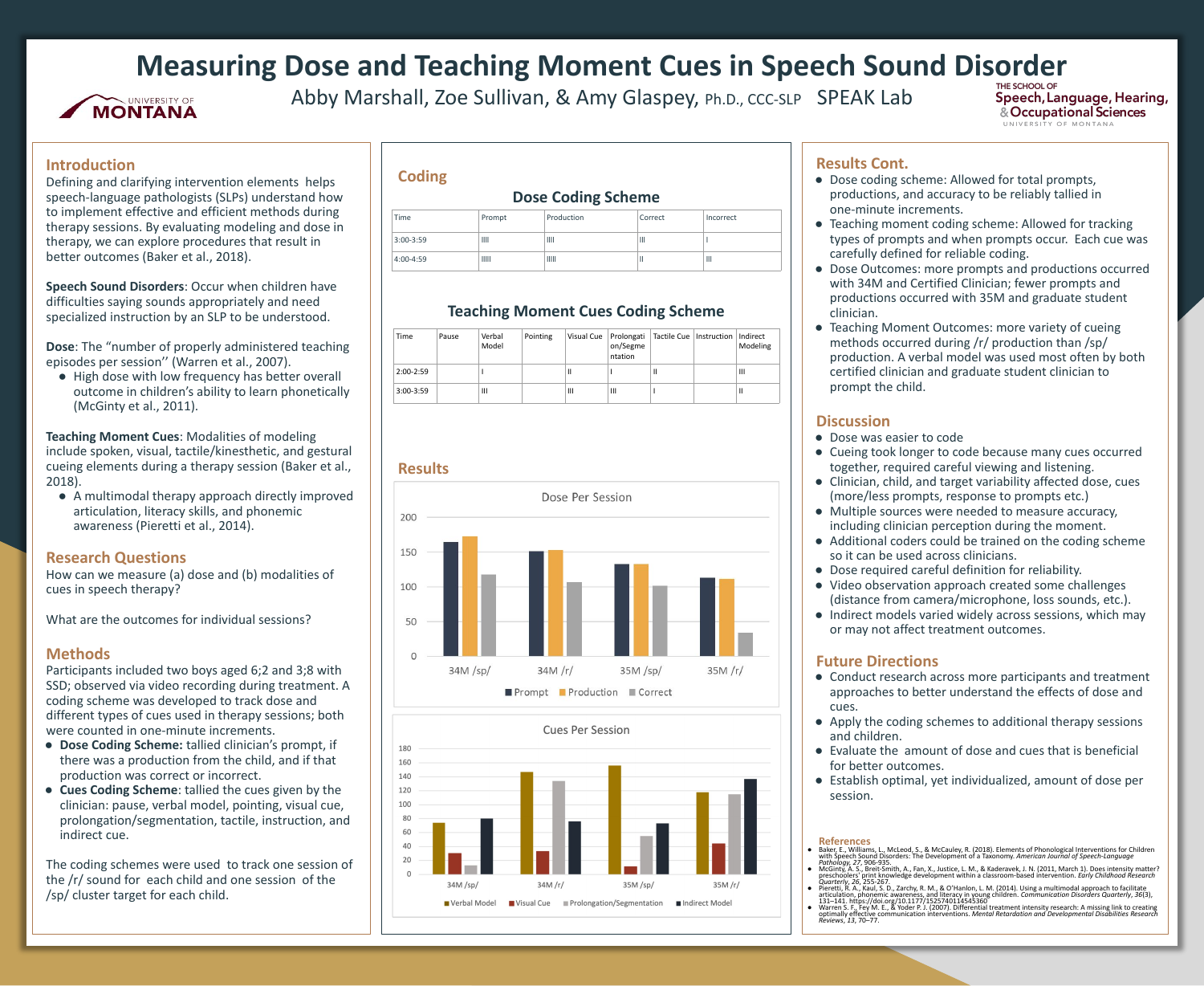# Measuring Dose and Teaching Moment Cues in Speech Sound Disorder

Abby Marshall, Zoe Sullivan, & Amy Glaspey, Ph.D., CCC-SLP SPEAK Lab

UNIVERSITY OF MONTANA

THE SCHOOL OF Speech, Language, Hearing, & Occupational Sciences UNIVERSITY OF MONTANA

## Introduction

Defining and clarifying intervention elements helps speech-language pathologists (SLPs) understand how to implement effective and efficient methods during therapy sessions. By evaluating modeling and dose in therapy, we can explore procedures that result in better outcomes (Baker et al., 2018).

**Speech Sound Disorders**: Occur when children have difficulties saying sounds appropriately and need specialized instruction by an SLP to be understood.

**Dose**: The "number of properly administered teaching episodes per session'' (Warren et al., 2007).

- High dose with low frequency has better overall outcome in children's ability to learn phonetically (McGinty et al., 2011).

**Teaching Moment Cues**: Modalities of modeling include spoken, visual, tactile/kinesthetic, and gestural cueing elements during a therapy session (Baker et al., 2018).

- A multimodal therapy approach directly improved articulation, literacy skills, and phonemic awareness (Pieretti et al., 2014).

## Research Questions

How can we measure (a) dose and (b) modalities of cues in speech therapy?

What are the outcomes for individual sessions?

## Methods

Participants included two boys aged 6;2 and 3;8 with SSD; observed via video recording during treatment. A coding scheme was developed to track dose and different types of cues used in therapy sessions; both were counted in one-minute increments.

- **Dose Coding Scheme:** tallied clinician's prompt, if there was a production from the child, and if that production was correct or incorrect.
- **Cues Coding Scheme:** tallied the cues given by the clinician: pause, verbal model, pointing, visual cue, prolongation/segmentation, tactile, instruction, and indirect cue.

The coding schemes were used to track one session of the /r/ sound for each child and one session of the /sp/ cluster target for each child.

## Coding

### Dose Coding Scheme

| Time | Prompt | Production | Correct | Incorrect |
|---|---|---|---|---|
| 3:00-3:59 | IIII | IIII | III | I |
| 4:00-4:59 | IIIII | IIIII | II | III |

### Teaching Moment Cues Coding Scheme

| Time | Pause | Verbal Model | Pointing | Visual Cue | Prolongation/Segmentation | Tactile Cue | Instruction | Indirect Modeling |
|---|---|---|---|---|---|---|---|---|
| 2:00-2:59 | | I | | II | I | II | | III |
| 3:00-3:59 | | III | | III | III | I | | II |

## Results

Dose Per Session

200
150
100
50
0

34M /sp/ 34M /r/ 35M /sp/ 35M /r/

Prompt Production Correct

Cues Per Session

180
160
140
120
100
80
60
40
20
0

34M /sp/ 34M /r/ 35M /sp/ 35M /r/

Verbal Model Visual Cue Prolongation/Segmentation Indirect Model

## Results Cont.

- Dose coding scheme: Allowed for total prompts, productions, and accuracy to be reliably tallied in one-minute increments.
- Teaching moment coding scheme: Allowed for tracking types of prompts and when prompts occur. Each cue was carefully defined for reliable coding.
- Dose Outcomes: more prompts and productions occurred with 34M and Certified Clinician; fewer prompts and productions occurred with 35M and graduate student clinician.
- Teaching Moment Outcomes: more variety of cueing methods occurred during /r/ production than /sp/ production. A verbal model was used most often by both certified clinician and graduate student clinician to prompt the child.

## Discussion

- Dose was easier to code
- Cueing took longer to code because many cues occurred together, required careful viewing and listening.
- Clinician, child, and target variability affected dose, cues (more/less prompts, response to prompts etc.)
- Multiple sources were needed to measure accuracy, including clinician perception during the moment.
- Additional coders could be trained on the coding scheme so it can be used across clinicians.
- Dose required careful definition for reliability.
- Video observation approach created some challenges (distance from camera/microphone, loss sounds, etc.).
- Indirect models varied widely across sessions, which may or may not affect treatment outcomes.

## Future Directions

- Conduct research across more participants and treatment approaches to better understand the effects of dose and cues.
- Apply the coding schemes to additional therapy sessions and children.
- Evaluate the amount of dose and cues that is beneficial for better outcomes.
- Establish optimal, yet individualized, amount of dose per session.

### References

- Baker, E., Williams, L., McLeod, S., & McCauley, R. (2018). Elements of Phonological Interventions for Children with Speech Sound Disorders: The Development of a Taxonomy. *American Journal of Speech-Language Pathology, 27*, 906-935.
- McGinty, A. S., Breit-Smith, A., Fan, X., Justice, L. M., & Kaderavek, J. N. (2011, March 1). Does intensity matter? preschoolers' print knowledge development within a classroom-based intervention. *Early Childhood Research Quarterly, 26*, 255-267.
- Pieretti, R. A., Kaul, S. D., Zarchy, R. M., & O'Hanlon, L. M. (2014). Using a multimodal approach to facilitate articulation, phonemic awareness, and literacy in young children. *Communication Disorders Quarterly, 36*(3), 131–141. https://doi.org/10.1177/1525740114545360
- Warren S. F., Fey M. E., & Yoder P. J. (2007). Differential treatment intensity research: A missing link to creating optimally effective communication interventions. *Mental Retardation and Developmental Disabilities Research Reviews, 13*, 70–77.